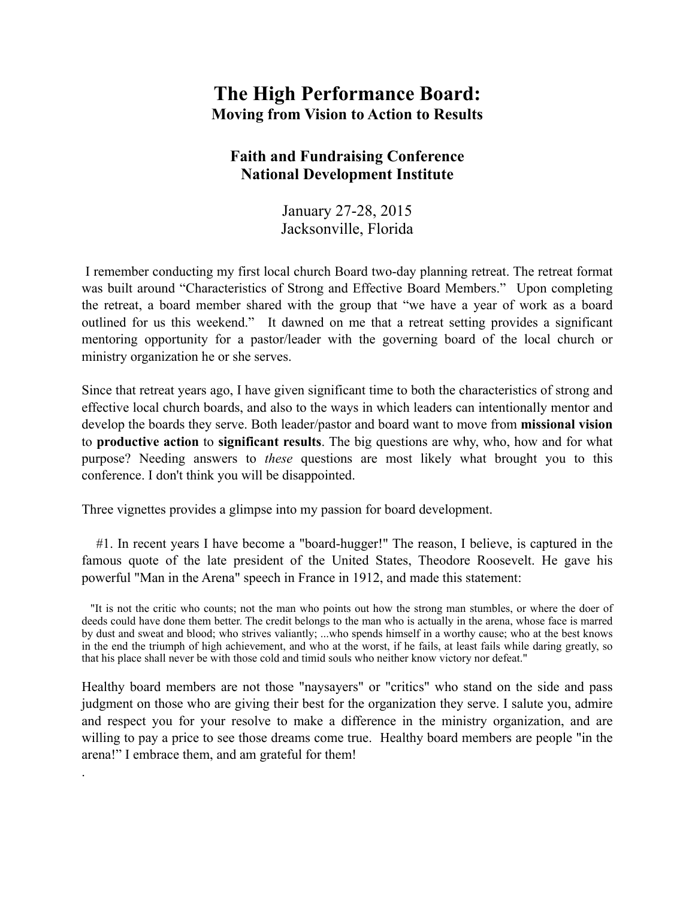# The High Performance Board:

**Moving from Vision to Action to Results**

## Faith and Fundraising Conference
## National Development Institute

January 27-28, 2015
Jacksonville, Florida

I remember conducting my first local church Board two-day planning retreat. The retreat format was built around "Characteristics of Strong and Effective Board Members." Upon completing the retreat, a board member shared with the group that "we have a year of work as a board outlined for us this weekend." It dawned on me that a retreat setting provides a significant mentoring opportunity for a pastor/leader with the governing board of the local church or ministry organization he or she serves.

Since that retreat years ago, I have given significant time to both the characteristics of strong and effective local church boards, and also to the ways in which leaders can intentionally mentor and develop the boards they serve. Both leader/pastor and board want to move from **missional vision** to **productive action** to **significant results**. The big questions are why, who, how and for what purpose? Needing answers to *these* questions are most likely what brought you to this conference. I don't think you will be disappointed.

Three vignettes provides a glimpse into my passion for board development.

#1. In recent years I have become a "board-hugger!" The reason, I believe, is captured in the famous quote of the late president of the United States, Theodore Roosevelt. He gave his powerful "Man in the Arena" speech in France in 1912, and made this statement:

> "It is not the critic who counts; not the man who points out how the strong man stumbles, or where the doer of deeds could have done them better. The credit belongs to the man who is actually in the arena, whose face is marred by dust and sweat and blood; who strives valiantly; ...who spends himself in a worthy cause; who at the best knows in the end the triumph of high achievement, and who at the worst, if he fails, at least fails while daring greatly, so that his place shall never be with those cold and timid souls who neither know victory nor defeat."

Healthy board members are not those "naysayers" or "critics" who stand on the side and pass judgment on those who are giving their best for the organization they serve. I salute you, admire and respect you for your resolve to make a difference in the ministry organization, and are willing to pay a price to see those dreams come true. Healthy board members are people "in the arena!" I embrace them, and am grateful for them!

.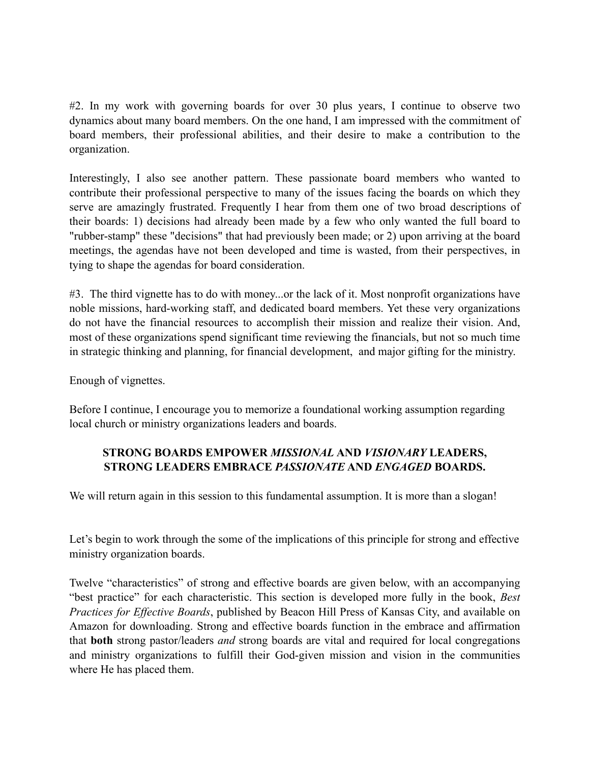#2. In my work with governing boards for over 30 plus years, I continue to observe two dynamics about many board members. On the one hand, I am impressed with the commitment of board members, their professional abilities, and their desire to make a contribution to the organization.

Interestingly, I also see another pattern. These passionate board members who wanted to contribute their professional perspective to many of the issues facing the boards on which they serve are amazingly frustrated. Frequently I hear from them one of two broad descriptions of their boards: 1) decisions had already been made by a few who only wanted the full board to "rubber-stamp" these "decisions" that had previously been made; or 2) upon arriving at the board meetings, the agendas have not been developed and time is wasted, from their perspectives, in tying to shape the agendas for board consideration.

#3. The third vignette has to do with money...or the lack of it. Most nonprofit organizations have noble missions, hard-working staff, and dedicated board members. Yet these very organizations do not have the financial resources to accomplish their mission and realize their vision. And, most of these organizations spend significant time reviewing the financials, but not so much time in strategic thinking and planning, for financial development, and major gifting for the ministry.

Enough of vignettes.

Before I continue, I encourage you to memorize a foundational working assumption regarding local church or ministry organizations leaders and boards.

**STRONG BOARDS EMPOWER *MISSIONAL* AND *VISIONARY* LEADERS,
STRONG LEADERS EMBRACE *PASSIONATE* AND *ENGAGED* BOARDS.**

We will return again in this session to this fundamental assumption. It is more than a slogan!

Let's begin to work through the some of the implications of this principle for strong and effective ministry organization boards.

Twelve "characteristics" of strong and effective boards are given below, with an accompanying "best practice" for each characteristic. This section is developed more fully in the book, *Best Practices for Effective Boards*, published by Beacon Hill Press of Kansas City, and available on Amazon for downloading. Strong and effective boards function in the embrace and affirmation that **both** strong pastor/leaders *and* strong boards are vital and required for local congregations and ministry organizations to fulfill their God-given mission and vision in the communities where He has placed them.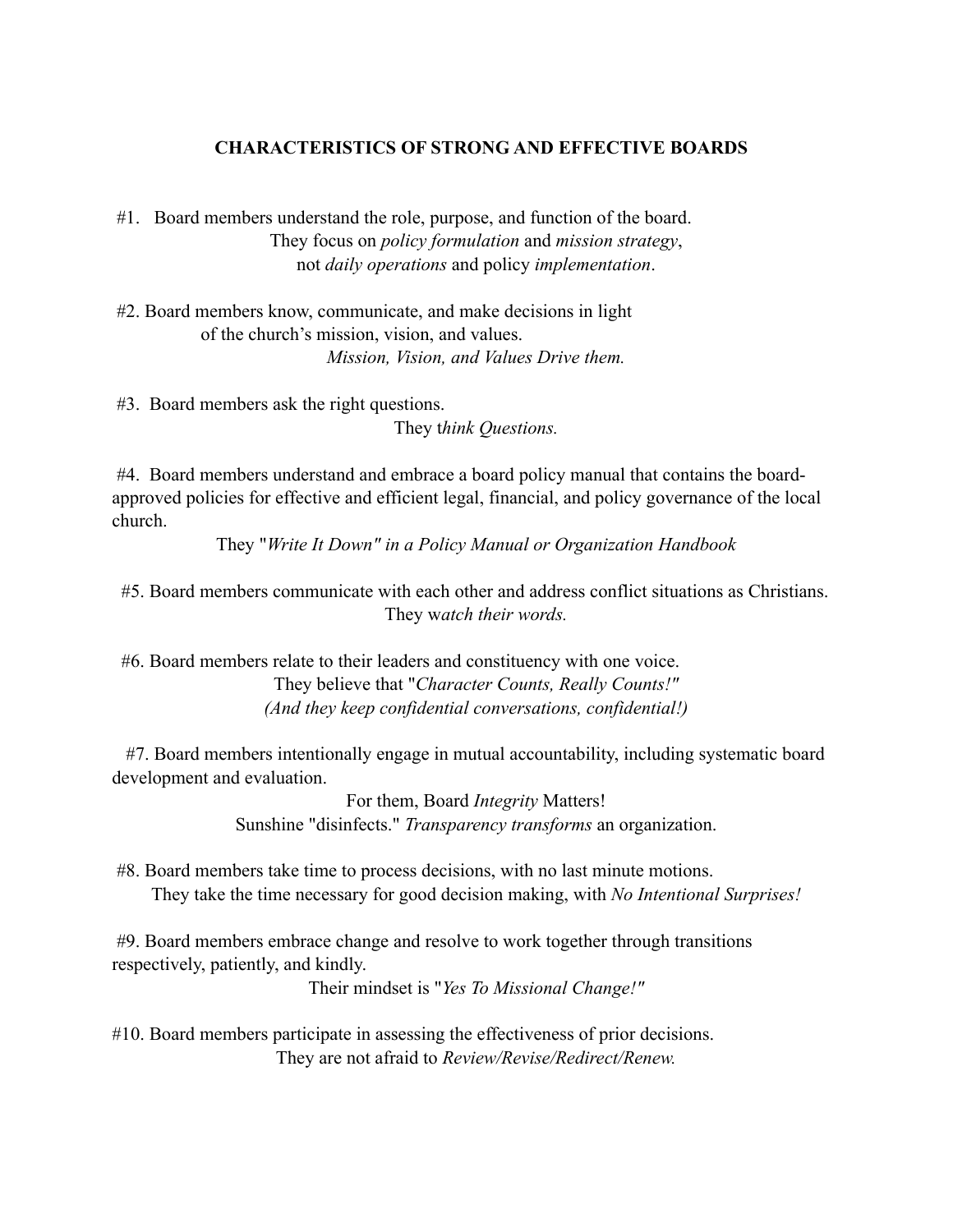## CHARACTERISTICS OF STRONG AND EFFECTIVE BOARDS

#1. Board members understand the role, purpose, and function of the board.
They focus on *policy formulation* and *mission strategy*,
not *daily operations* and policy *implementation*.

#2. Board members know, communicate, and make decisions in light of the church's mission, vision, and values.
*Mission, Vision, and Values Drive them.*

#3. Board members ask the right questions.
They t*hink Questions.*

#4. Board members understand and embrace a board policy manual that contains the board-approved policies for effective and efficient legal, financial, and policy governance of the local church.
They "*Write It Down" in a Policy Manual or Organization Handbook*

#5. Board members communicate with each other and address conflict situations as Christians.
They w*atch their words.*

#6. Board members relate to their leaders and constituency with one voice.
They believe that "*Character Counts, Really Counts!"*
*(And they keep confidential conversations, confidential!)*

#7. Board members intentionally engage in mutual accountability, including systematic board development and evaluation.
For them, Board *Integrity* Matters!
Sunshine "disinfects." *Transparency transforms* an organization.

#8. Board members take time to process decisions, with no last minute motions.
They take the time necessary for good decision making, with *No Intentional Surprises!*

#9. Board members embrace change and resolve to work together through transitions respectively, patiently, and kindly.
Their mindset is "*Yes To Missional Change!"*

#10. Board members participate in assessing the effectiveness of prior decisions.
They are not afraid to *Review/Revise/Redirect/Renew.*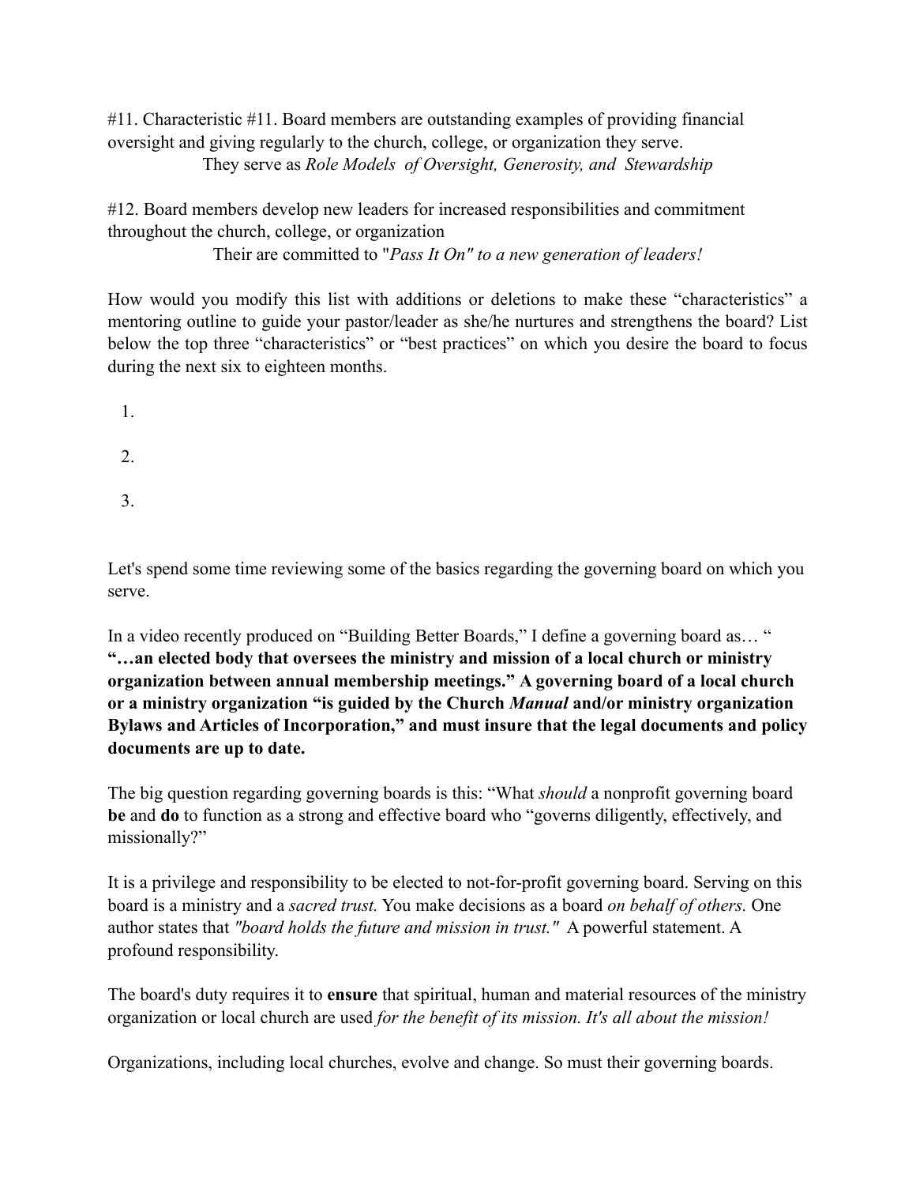#11. Characteristic #11. Board members are outstanding examples of providing financial oversight and giving regularly to the church, college, or organization they serve.

They serve as *Role Models of Oversight, Generosity, and Stewardship*

#12. Board members develop new leaders for increased responsibilities and commitment throughout the church, college, or organization

Their are committed to "*Pass It On" to a new generation of leaders!*

How would you modify this list with additions or deletions to make these "characteristics" a mentoring outline to guide your pastor/leader as she/he nurtures and strengthens the board? List below the top three "characteristics" or "best practices" on which you desire the board to focus during the next six to eighteen months.

1.
2.
3.

Let's spend some time reviewing some of the basics regarding the governing board on which you serve.

In a video recently produced on "Building Better Boards," I define a governing board as… " **"…an elected body that oversees the ministry and mission of a local church or ministry organization between annual membership meetings." A governing board of a local church or a ministry organization "is guided by the Church *Manual* and/or ministry organization Bylaws and Articles of Incorporation," and must insure that the legal documents and policy documents are up to date.**

The big question regarding governing boards is this: "What *should* a nonprofit governing board **be** and **do** to function as a strong and effective board who "governs diligently, effectively, and missionally?"

It is a privilege and responsibility to be elected to not-for-profit governing board. Serving on this board is a ministry and a *sacred trust.* You make decisions as a board *on behalf of others.* One author states that *"board holds the future and mission in trust."* A powerful statement. A profound responsibility.

The board's duty requires it to **ensure** that spiritual, human and material resources of the ministry organization or local church are used *for the benefit of its mission. It's all about the mission!*

Organizations, including local churches, evolve and change. So must their governing boards.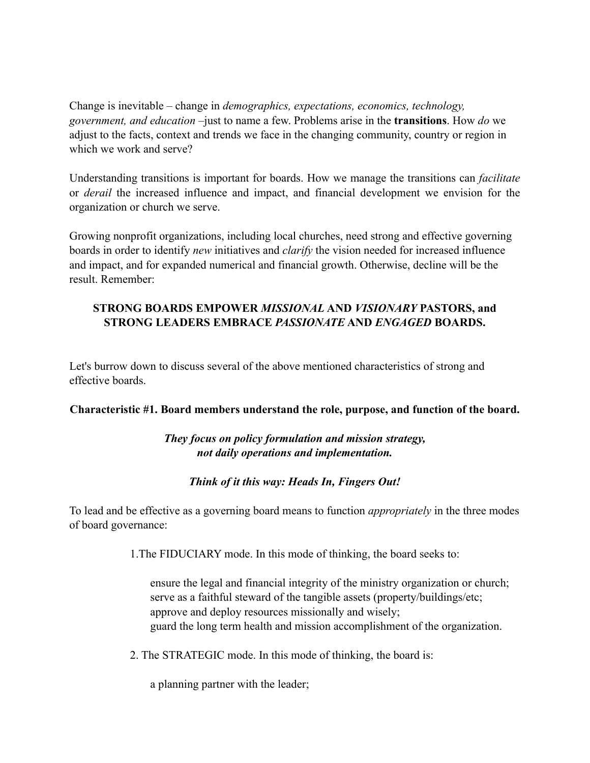Change is inevitable – change in *demographics, expectations, economics, technology, government, and education* –just to name a few. Problems arise in the **transitions**. How *do* we adjust to the facts, context and trends we face in the changing community, country or region in which we work and serve?

Understanding transitions is important for boards. How we manage the transitions can *facilitate* or *derail* the increased influence and impact, and financial development we envision for the organization or church we serve.

Growing nonprofit organizations, including local churches, need strong and effective governing boards in order to identify *new* initiatives and *clarify* the vision needed for increased influence and impact, and for expanded numerical and financial growth. Otherwise, decline will be the result. Remember:

**STRONG BOARDS EMPOWER *MISSIONAL* AND *VISIONARY* PASTORS, and STRONG LEADERS EMBRACE *PASSIONATE* AND *ENGAGED* BOARDS.**

Let's burrow down to discuss several of the above mentioned characteristics of strong and effective boards.

**Characteristic #1. Board members understand the role, purpose, and function of the board.**

***They focus on policy formulation and mission strategy, not daily operations and implementation.***

***Think of it this way: Heads In, Fingers Out!***

To lead and be effective as a governing board means to function *appropriately* in the three modes of board governance:

1.The FIDUCIARY mode. In this mode of thinking, the board seeks to:

ensure the legal and financial integrity of the ministry organization or church;
serve as a faithful steward of the tangible assets (property/buildings/etc;
approve and deploy resources missionally and wisely;
guard the long term health and mission accomplishment of the organization.

2. The STRATEGIC mode. In this mode of thinking, the board is:

a planning partner with the leader;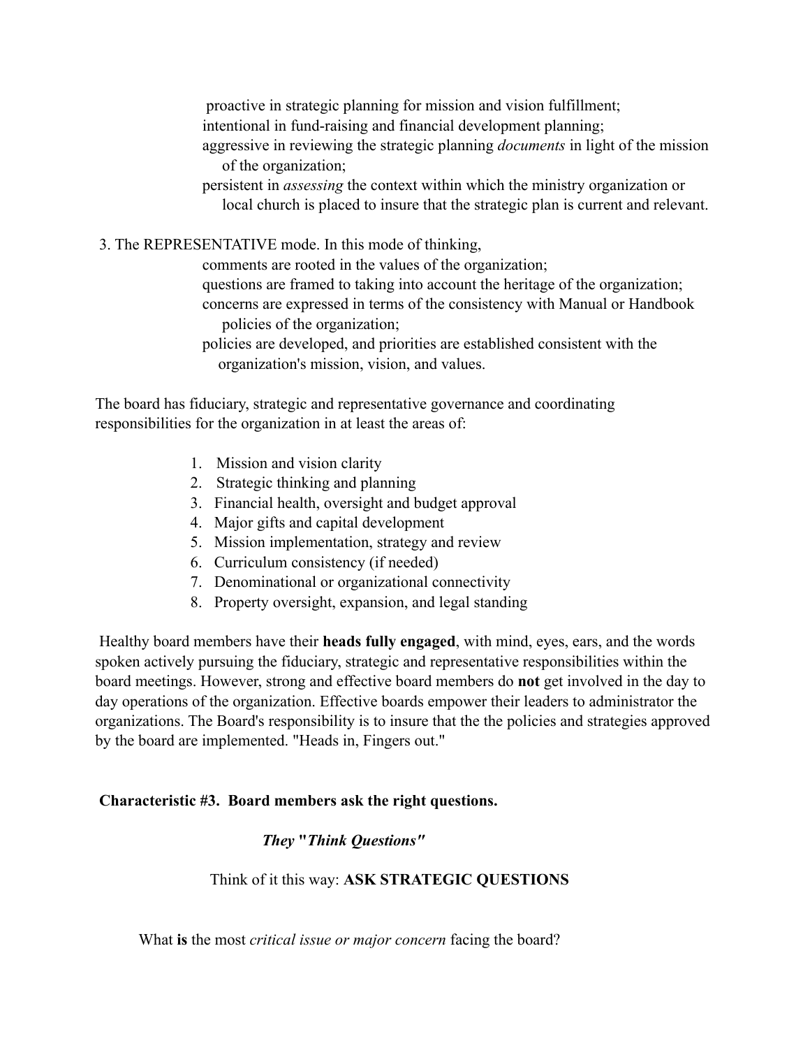proactive in strategic planning for mission and vision fulfillment;
intentional in fund-raising and financial development planning;
aggressive in reviewing the strategic planning *documents* in light of the mission of the organization;
persistent in *assessing* the context within which the ministry organization or local church is placed to insure that the strategic plan is current and relevant.

3. The REPRESENTATIVE mode. In this mode of thinking,

comments are rooted in the values of the organization;
questions are framed to taking into account the heritage of the organization;
concerns are expressed in terms of the consistency with Manual or Handbook policies of the organization;
policies are developed, and priorities are established consistent with the organization's mission, vision, and values.

The board has fiduciary, strategic and representative governance and coordinating responsibilities for the organization in at least the areas of:

1. Mission and vision clarity
2. Strategic thinking and planning
3. Financial health, oversight and budget approval
4. Major gifts and capital development
5. Mission implementation, strategy and review
6. Curriculum consistency (if needed)
7. Denominational or organizational connectivity
8. Property oversight, expansion, and legal standing

Healthy board members have their **heads fully engaged**, with mind, eyes, ears, and the words spoken actively pursuing the fiduciary, strategic and representative responsibilities within the board meetings. However, strong and effective board members do **not** get involved in the day to day operations of the organization. Effective boards empower their leaders to administrator the organizations. The Board's responsibility is to insure that the the policies and strategies approved by the board are implemented. "Heads in, Fingers out."

**Characteristic #3. Board members ask the right questions.**

***They "Think Questions"***

Think of it this way: **ASK STRATEGIC QUESTIONS**

What **is** the most *critical issue or major concern* facing the board?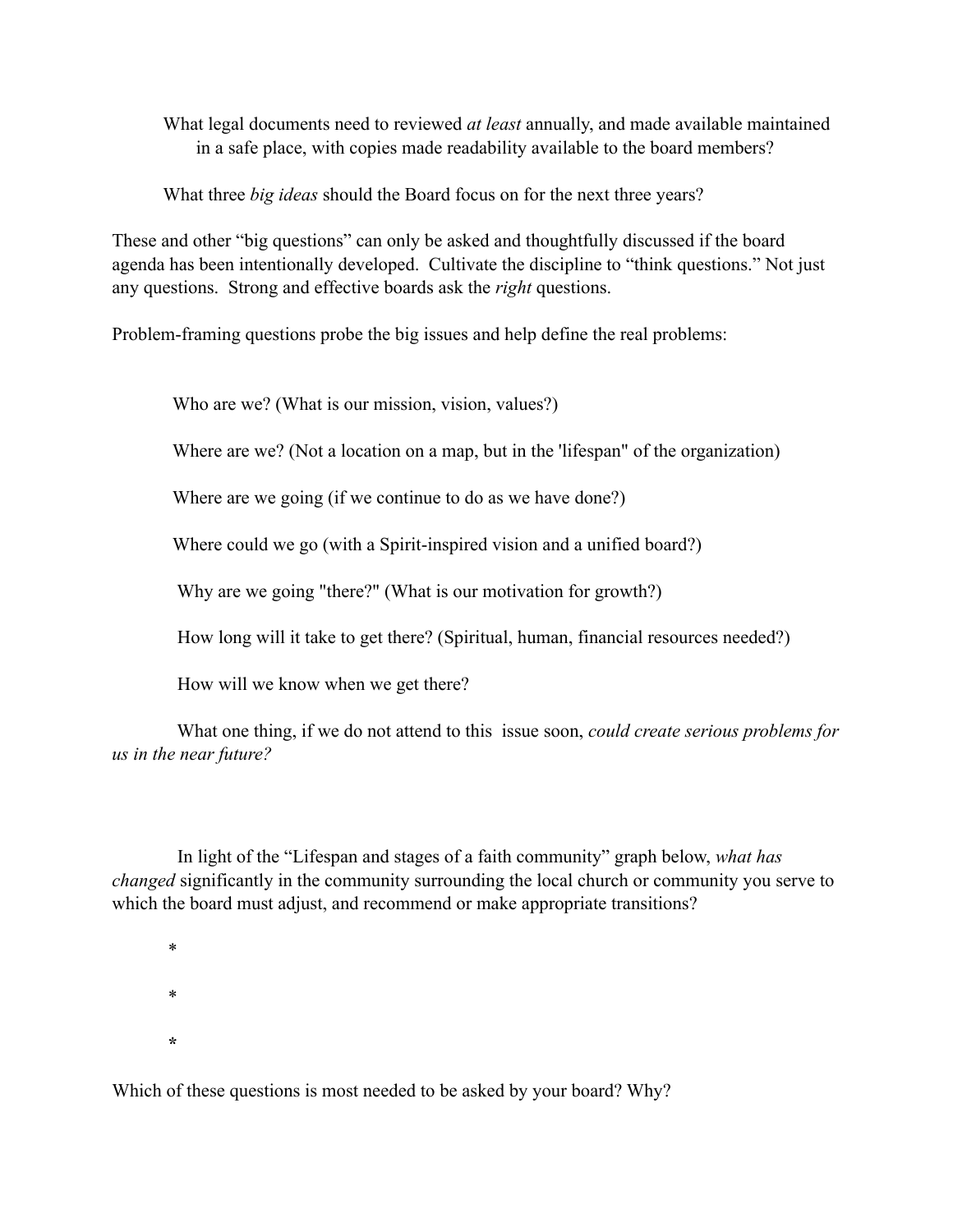What legal documents need to reviewed *at least* annually, and made available maintained in a safe place, with copies made readability available to the board members?

What three *big ideas* should the Board focus on for the next three years?

These and other "big questions" can only be asked and thoughtfully discussed if the board agenda has been intentionally developed. Cultivate the discipline to "think questions." Not just any questions. Strong and effective boards ask the *right* questions.

Problem-framing questions probe the big issues and help define the real problems:

Who are we? (What is our mission, vision, values?)

Where are we? (Not a location on a map, but in the 'lifespan" of the organization)

Where are we going (if we continue to do as we have done?)

Where could we go (with a Spirit-inspired vision and a unified board?)

Why are we going "there?" (What is our motivation for growth?)

How long will it take to get there? (Spiritual, human, financial resources needed?)

How will we know when we get there?

What one thing, if we do not attend to this issue soon, *could create serious problems for us in the near future?*

In light of the "Lifespan and stages of a faith community" graph below, *what has changed* significantly in the community surrounding the local church or community you serve to which the board must adjust, and recommend or make appropriate transitions?

*

*

*

Which of these questions is most needed to be asked by your board? Why?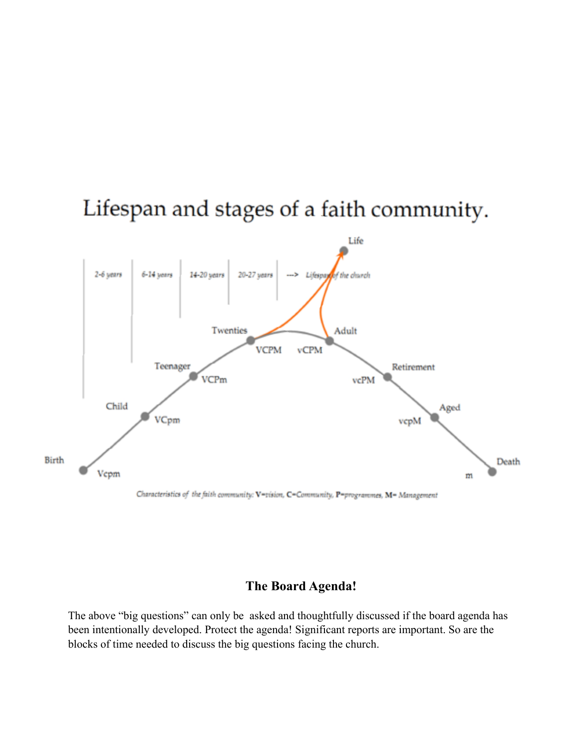# Lifespan and stages of a faith community.

Life

2-6 years | 6-14 years | 14-20 years | 20-27 years | ---> Lifespan of the church

Birth — Vcpm

Child — VCpm

Teenager — VCPm

Twenties — VCPM

Adult — vCPM

Retirement — vcPM

Aged — vcpM

Death — m

*Characteristics of the faith community:* **V**=vision, **C**=Community, **P**=programmes, **M**= Management

## The Board Agenda!

The above "big questions" can only be asked and thoughtfully discussed if the board agenda has been intentionally developed. Protect the agenda! Significant reports are important. So are the blocks of time needed to discuss the big questions facing the church.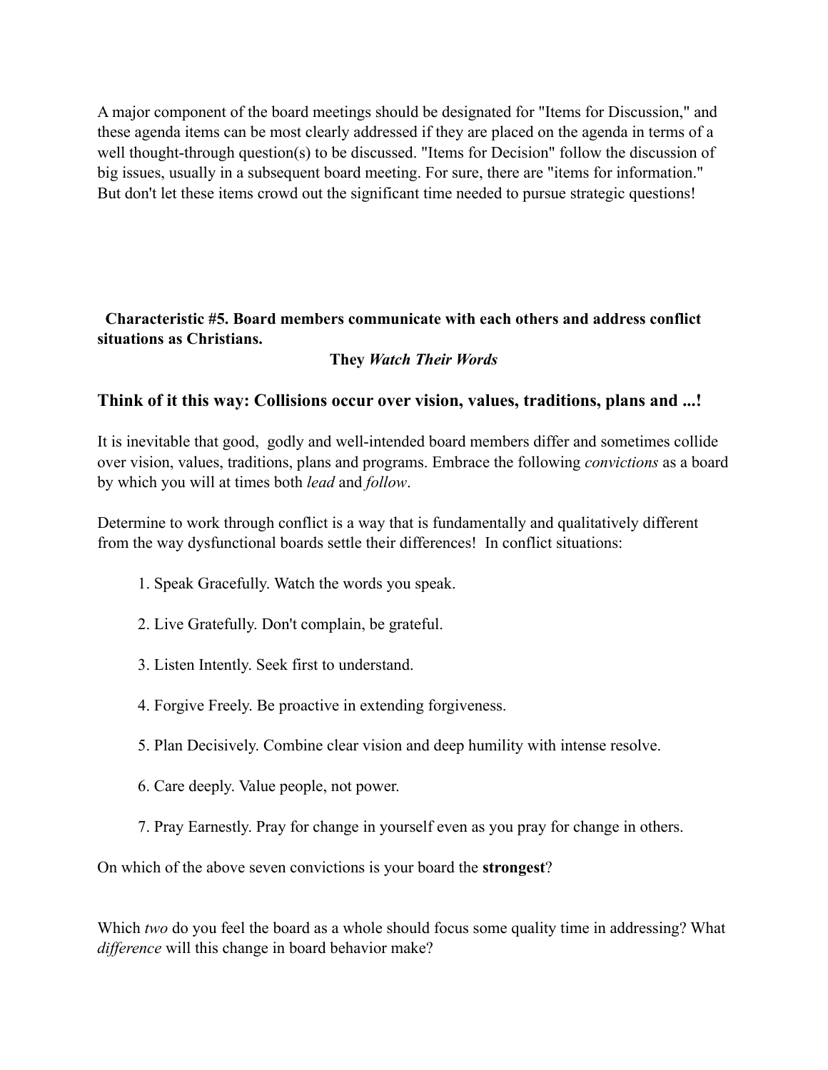A major component of the board meetings should be designated for "Items for Discussion," and these agenda items can be most clearly addressed if they are placed on the agenda in terms of a well thought-through question(s) to be discussed. "Items for Decision" follow the discussion of big issues, usually in a subsequent board meeting. For sure, there are "items for information." But don't let these items crowd out the significant time needed to pursue strategic questions!

**Characteristic #5. Board members communicate with each others and address conflict situations as Christians.**

**They *Watch Their Words***

### Think of it this way: Collisions occur over vision, values, traditions, plans and ...!

It is inevitable that good, godly and well-intended board members differ and sometimes collide over vision, values, traditions, plans and programs. Embrace the following *convictions* as a board by which you will at times both *lead* and *follow*.

Determine to work through conflict is a way that is fundamentally and qualitatively different from the way dysfunctional boards settle their differences! In conflict situations:

1. Speak Gracefully. Watch the words you speak.
2. Live Gratefully. Don't complain, be grateful.
3. Listen Intently. Seek first to understand.
4. Forgive Freely. Be proactive in extending forgiveness.
5. Plan Decisively. Combine clear vision and deep humility with intense resolve.
6. Care deeply. Value people, not power.
7. Pray Earnestly. Pray for change in yourself even as you pray for change in others.

On which of the above seven convictions is your board the **strongest**?

Which *two* do you feel the board as a whole should focus some quality time in addressing? What *difference* will this change in board behavior make?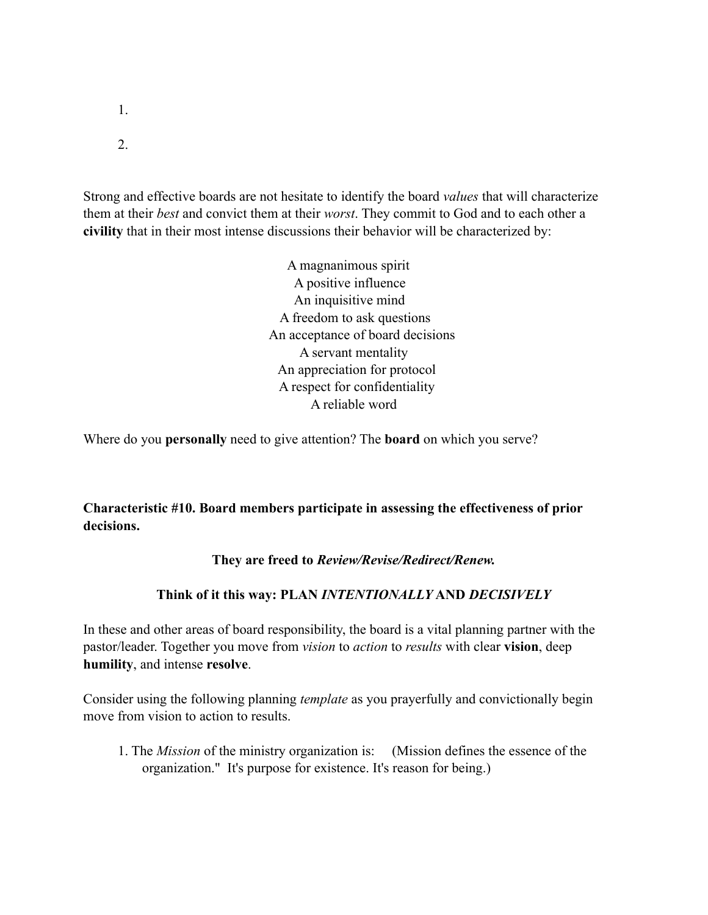1.

2.

Strong and effective boards are not hesitate to identify the board *values* that will characterize them at their *best* and convict them at their *worst*. They commit to God and to each other a **civility** that in their most intense discussions their behavior will be characterized by:

A magnanimous spirit
A positive influence
An inquisitive mind
A freedom to ask questions
An acceptance of board decisions
A servant mentality
An appreciation for protocol
A respect for confidentiality
A reliable word

Where do you **personally** need to give attention? The **board** on which you serve?

**Characteristic #10. Board members participate in assessing the effectiveness of prior decisions.**

**They are freed to *Review/Revise/Redirect/Renew.***

**Think of it this way: PLAN *INTENTIONALLY* AND *DECISIVELY***

In these and other areas of board responsibility, the board is a vital planning partner with the pastor/leader. Together you move from *vision* to *action* to *results* with clear **vision**, deep **humility**, and intense **resolve**.

Consider using the following planning *template* as you prayerfully and convictionally begin move from vision to action to results.

1. The *Mission* of the ministry organization is: (Mission defines the essence of the organization." It's purpose for existence. It's reason for being.)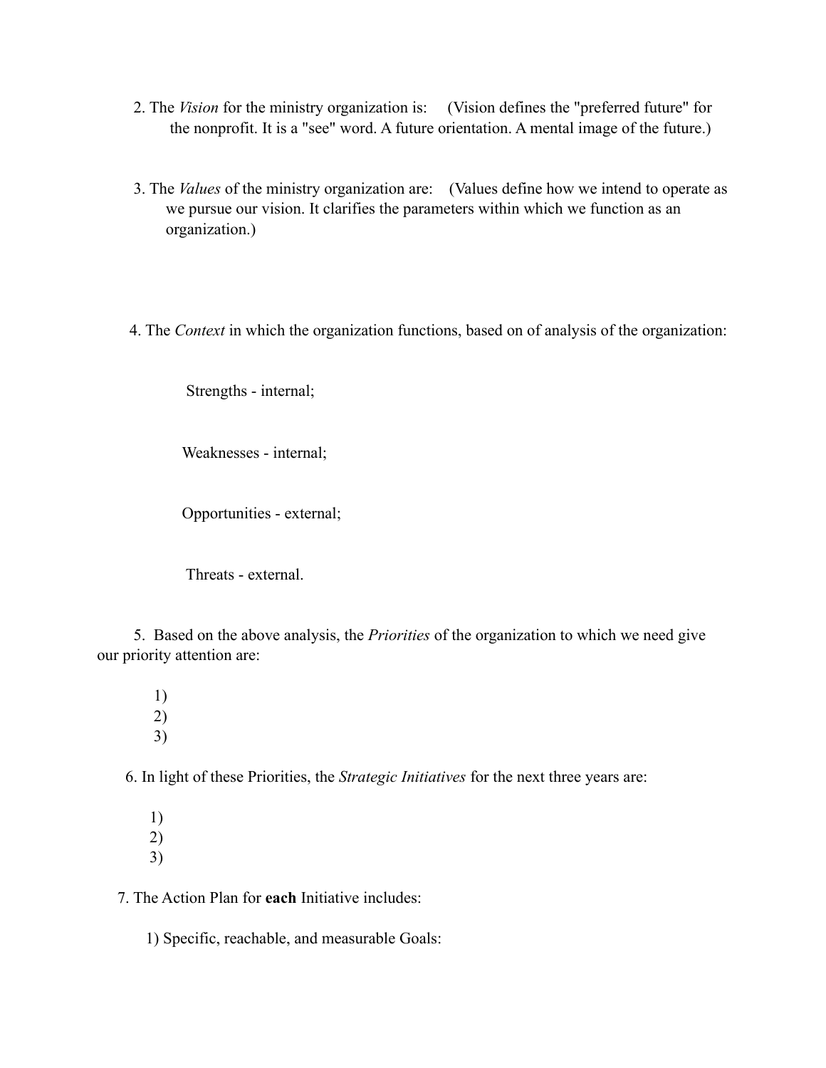2. The *Vision* for the ministry organization is: (Vision defines the "preferred future" for the nonprofit. It is a "see" word. A future orientation. A mental image of the future.)

3. The *Values* of the ministry organization are: (Values define how we intend to operate as we pursue our vision. It clarifies the parameters within which we function as an organization.)

4. The *Context* in which the organization functions, based on of analysis of the organization:

   Strengths - internal;

   Weaknesses - internal;

   Opportunities - external;

   Threats - external.

5. Based on the above analysis, the *Priorities* of the organization to which we need give our priority attention are:

   1)
   2)
   3)

6. In light of these Priorities, the *Strategic Initiatives* for the next three years are:

   1)
   2)
   3)

7. The Action Plan for **each** Initiative includes:

   1) Specific, reachable, and measurable Goals: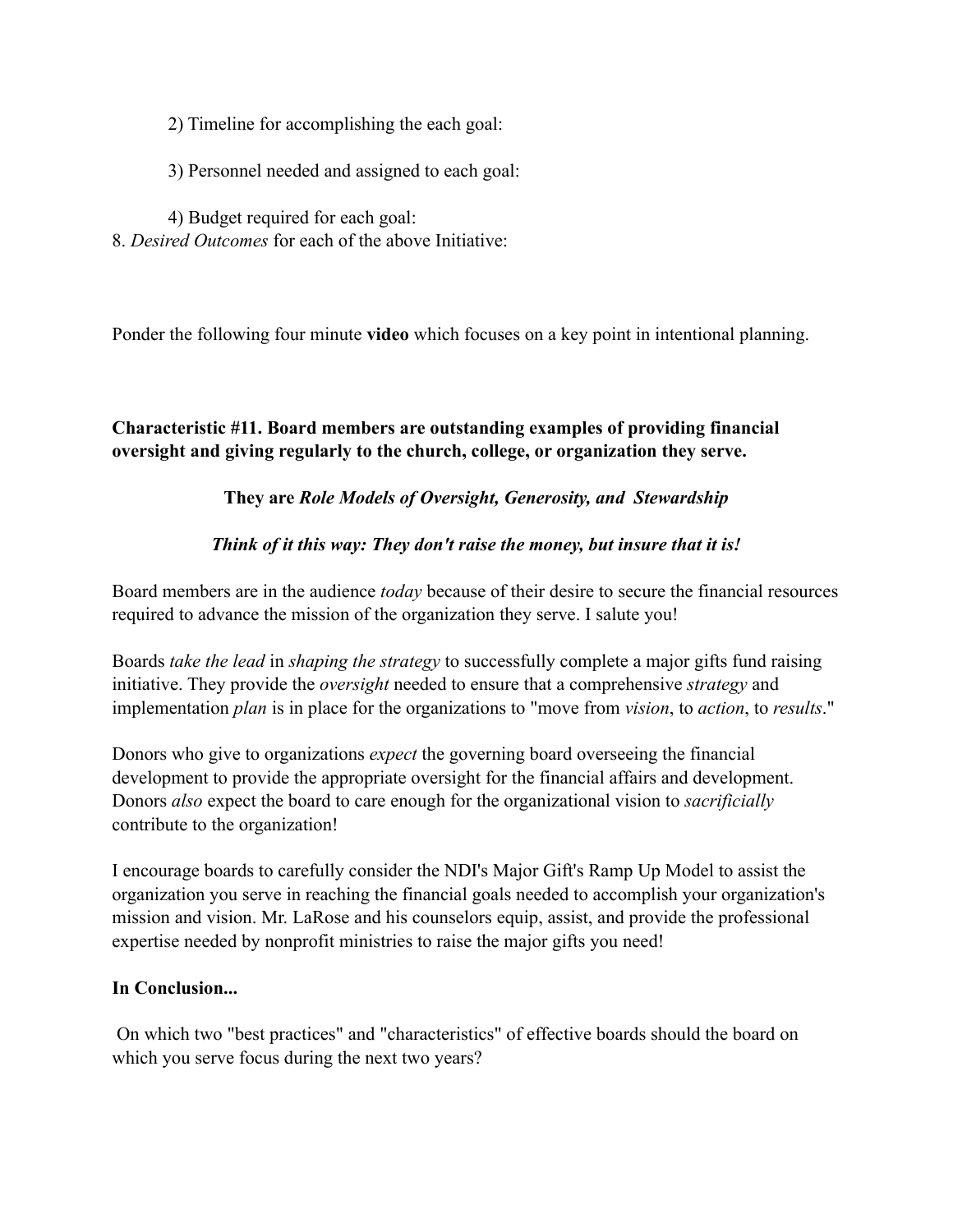2) Timeline for accomplishing the each goal:

3) Personnel needed and assigned to each goal:

4) Budget required for each goal:

8. *Desired Outcomes* for each of the above Initiative:

Ponder the following four minute **video** which focuses on a key point in intentional planning.

**Characteristic #11. Board members are outstanding examples of providing financial oversight and giving regularly to the church, college, or organization they serve.**

**They are *Role Models of Oversight, Generosity, and Stewardship***

***Think of it this way: They don't raise the money, but insure that it is!***

Board members are in the audience *today* because of their desire to secure the financial resources required to advance the mission of the organization they serve. I salute you!

Boards *take the lead* in *shaping the strategy* to successfully complete a major gifts fund raising initiative. They provide the *oversight* needed to ensure that a comprehensive *strategy* and implementation *plan* is in place for the organizations to "move from *vision*, to *action*, to *results*."

Donors who give to organizations *expect* the governing board overseeing the financial development to provide the appropriate oversight for the financial affairs and development. Donors *also* expect the board to care enough for the organizational vision to *sacrificially* contribute to the organization!

I encourage boards to carefully consider the NDI's Major Gift's Ramp Up Model to assist the organization you serve in reaching the financial goals needed to accomplish your organization's mission and vision. Mr. LaRose and his counselors equip, assist, and provide the professional expertise needed by nonprofit ministries to raise the major gifts you need!

**In Conclusion...**

On which two "best practices" and "characteristics" of effective boards should the board on which you serve focus during the next two years?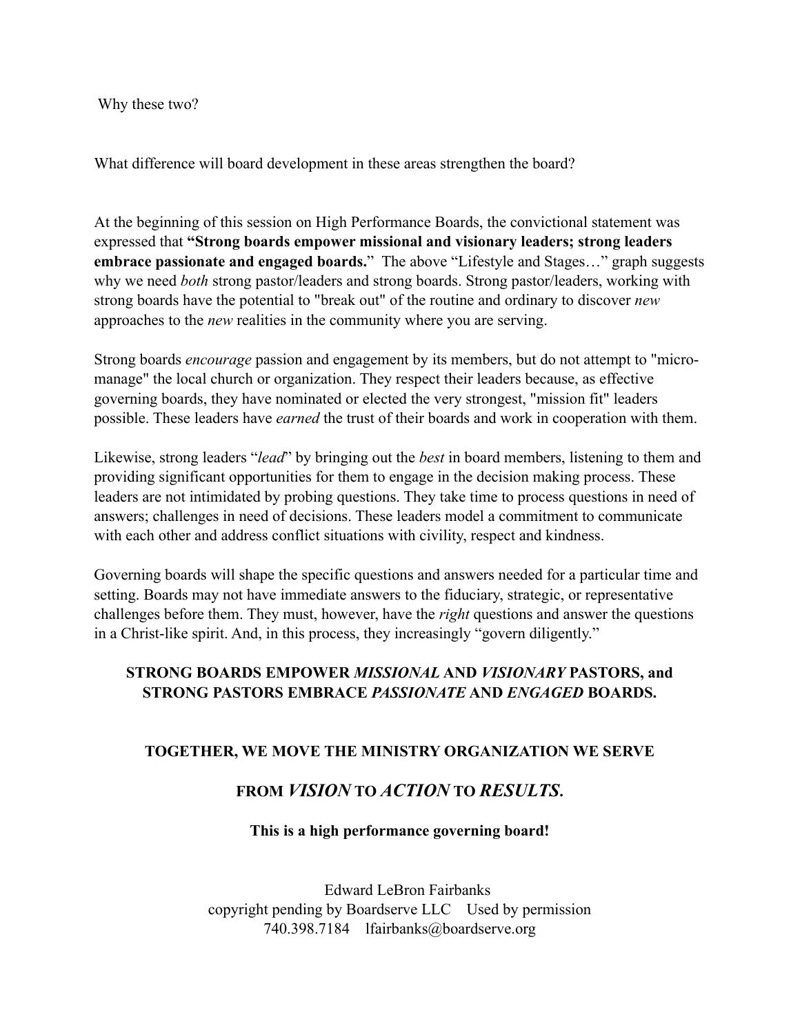Why these two?

What difference will board development in these areas strengthen the board?

At the beginning of this session on High Performance Boards, the convictional statement was expressed that **"Strong boards empower missional and visionary leaders; strong leaders embrace passionate and engaged boards."** The above "Lifestyle and Stages…" graph suggests why we need *both* strong pastor/leaders and strong boards. Strong pastor/leaders, working with strong boards have the potential to "break out" of the routine and ordinary to discover *new* approaches to the *new* realities in the community where you are serving.

Strong boards *encourage* passion and engagement by its members, but do not attempt to "micro-manage" the local church or organization. They respect their leaders because, as effective governing boards, they have nominated or elected the very strongest, "mission fit" leaders possible. These leaders have *earned* the trust of their boards and work in cooperation with them.

Likewise, strong leaders "*lead*" by bringing out the *best* in board members, listening to them and providing significant opportunities for them to engage in the decision making process. These leaders are not intimidated by probing questions. They take time to process questions in need of answers; challenges in need of decisions. These leaders model a commitment to communicate with each other and address conflict situations with civility, respect and kindness.

Governing boards will shape the specific questions and answers needed for a particular time and setting. Boards may not have immediate answers to the fiduciary, strategic, or representative challenges before them. They must, however, have the *right* questions and answer the questions in a Christ-like spirit. And, in this process, they increasingly "govern diligently."

**STRONG BOARDS EMPOWER *MISSIONAL* AND *VISIONARY* PASTORS, and STRONG PASTORS EMBRACE *PASSIONATE* AND *ENGAGED* BOARDS.**

**TOGETHER, WE MOVE THE MINISTRY ORGANIZATION WE SERVE**

**FROM *VISION* TO *ACTION* TO *RESULTS*.**

**This is a high performance governing board!**

Edward LeBron Fairbanks
copyright pending by Boardserve LLC Used by permission
740.398.7184 lfairbanks@boardserve.org